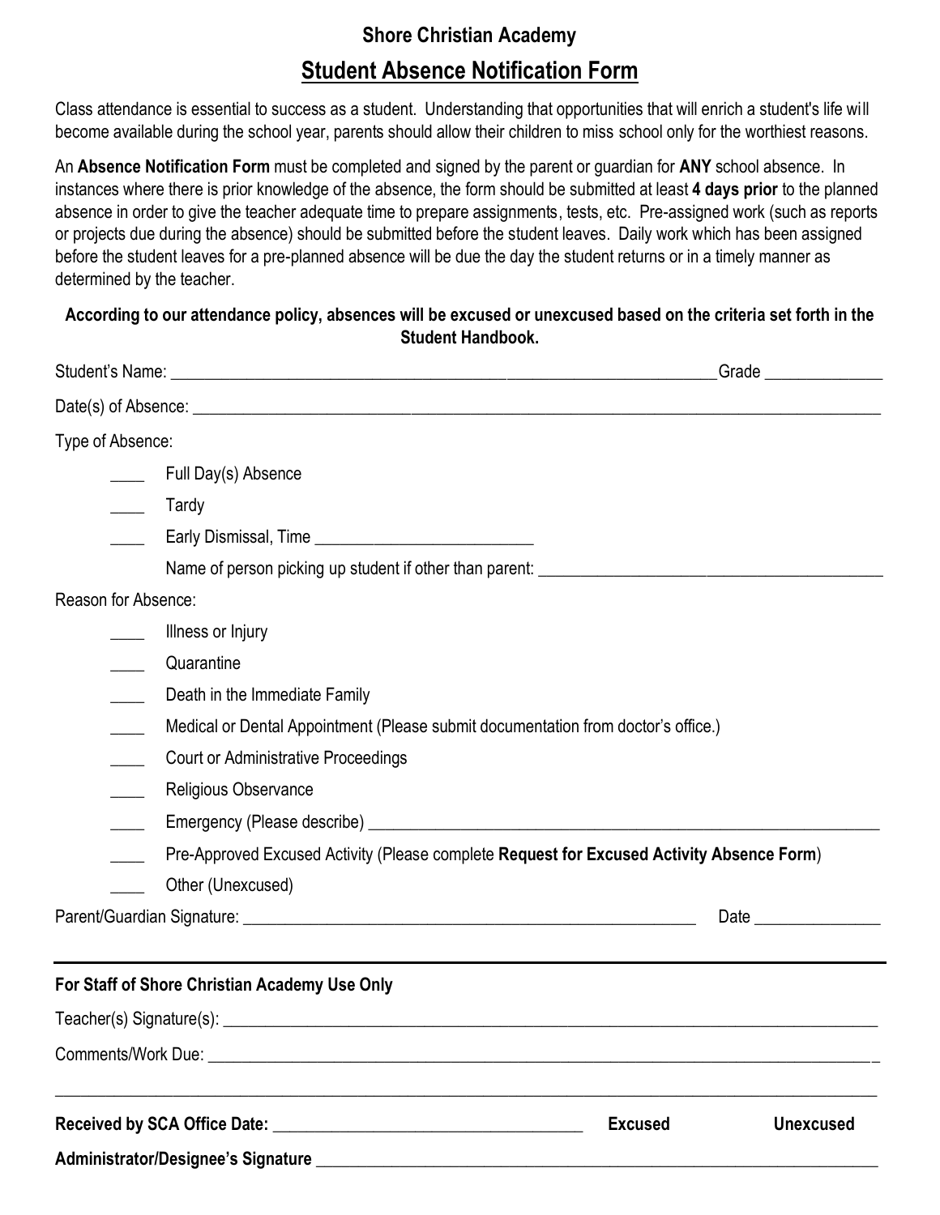## Shore Christian Academy

# Student Absence Notification Form

Class attendance is essential to success as a student. Understanding that opportunities that will enrich a student's life will become available during the school year, parents should allow their children to miss school only for the worthiest reasons.

An **Absence Notification Form** must be completed and signed by the parent or guardian for **ANY** school absence. In instances where there is prior knowledge of the absence, the form should be submitted at least **4 days prior** to the planned absence in order to give the teacher adequate time to prepare assignments, tests, etc. Pre-assigned work (such as reports or projects due during the absence) should be submitted before the student leaves. Daily work which has been assigned before the student leaves for a pre-planned absence will be due the day the student returns or in a timely manner as determined by the teacher.

**According to our attendance policy, absences will be excused or unexcused based on the criteria set forth in the Student Handbook.**

Student's Name: _________________________________________________________________ Grade ______________

Date(s) of Absence: ___________________________________________________________________________________

Type of Absence:

____ Full Day(s) Absence

____ Tardy

____ Early Dismissal, Time __________________________

Name of person picking up student if other than parent: _________________________________________

Reason for Absence:

____ Illness or Injury

____ Quarantine

____ Death in the Immediate Family

____ Medical or Dental Appointment (Please submit documentation from doctor's office.)

____ Court or Administrative Proceedings

____ Religious Observance

____ Emergency (Please describe) ______________________________________________________________

____ Pre-Approved Excused Activity (Please complete **Request for Excused Activity Absence Form**)

____ Other (Unexcused)

Parent/Guardian Signature: ________________________________________________________ Date _______________

---

**For Staff of Shore Christian Academy Use Only**

Teacher(s) Signature(s): ________________________________________________________________________________

Comments/Work Due: __________________________________________________________________________________

_____________________________________________________________________________________________________

**Received by SCA Office Date:** ____________________________________ **Excused** **Unexcused**

**Administrator/Designee's Signature** ___________________________________________________________________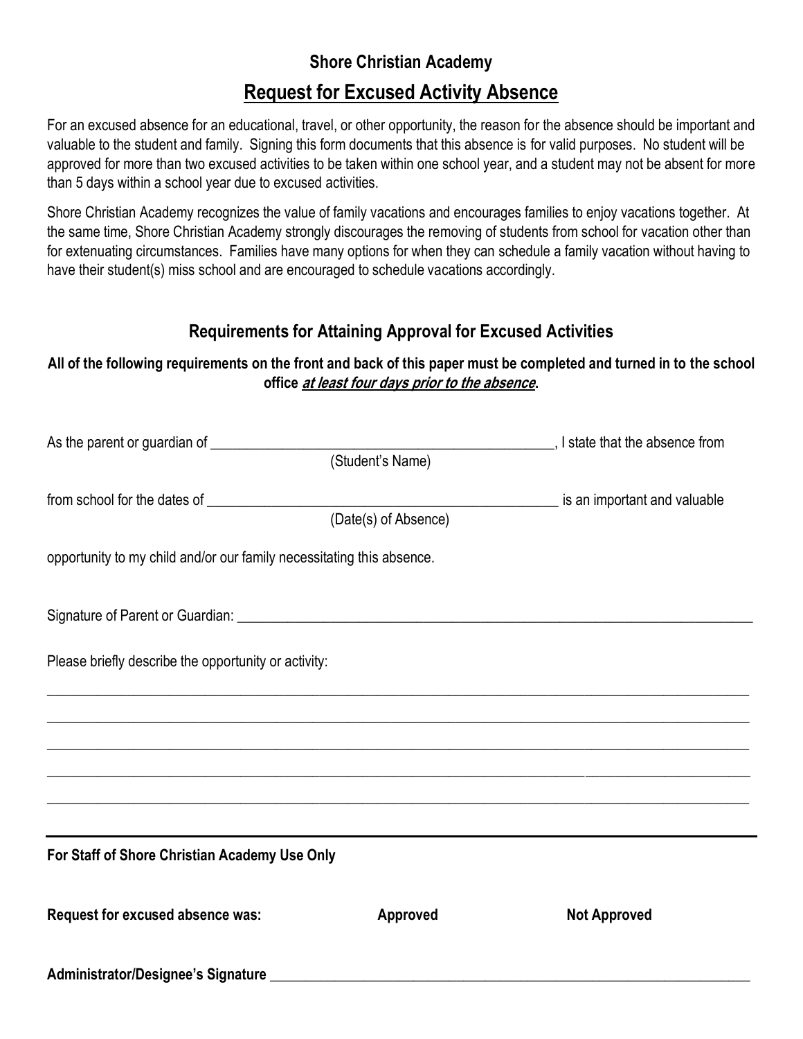## Shore Christian Academy

# Request for Excused Activity Absence

For an excused absence for an educational, travel, or other opportunity, the reason for the absence should be important and valuable to the student and family. Signing this form documents that this absence is for valid purposes. No student will be approved for more than two excused activities to be taken within one school year, and a student may not be absent for more than 5 days within a school year due to excused activities.

Shore Christian Academy recognizes the value of family vacations and encourages families to enjoy vacations together. At the same time, Shore Christian Academy strongly discourages the removing of students from school for vacation other than for extenuating circumstances. Families have many options for when they can schedule a family vacation without having to have their student(s) miss school and are encouraged to schedule vacations accordingly.

### Requirements for Attaining Approval for Excused Activities

**All of the following requirements on the front and back of this paper must be completed and turned in to the school office *at least four days prior to the absence*.**

As the parent or guardian of ______________________________________________, I state that the absence from
(Student's Name)

from school for the dates of ______________________________________________ is an important and valuable
(Date(s) of Absence)

opportunity to my child and/or our family necessitating this absence.

Signature of Parent or Guardian: ______________________________________________________________

Please briefly describe the opportunity or activity:

______________________________________________________________________________

______________________________________________________________________________

______________________________________________________________________________

______________________________________________________________________________

______________________________________________________________________________

---

**For Staff of Shore Christian Academy Use Only**

**Request for excused absence was:** **Approved** **Not Approved**

**Administrator/Designee's Signature** ______________________________________________________